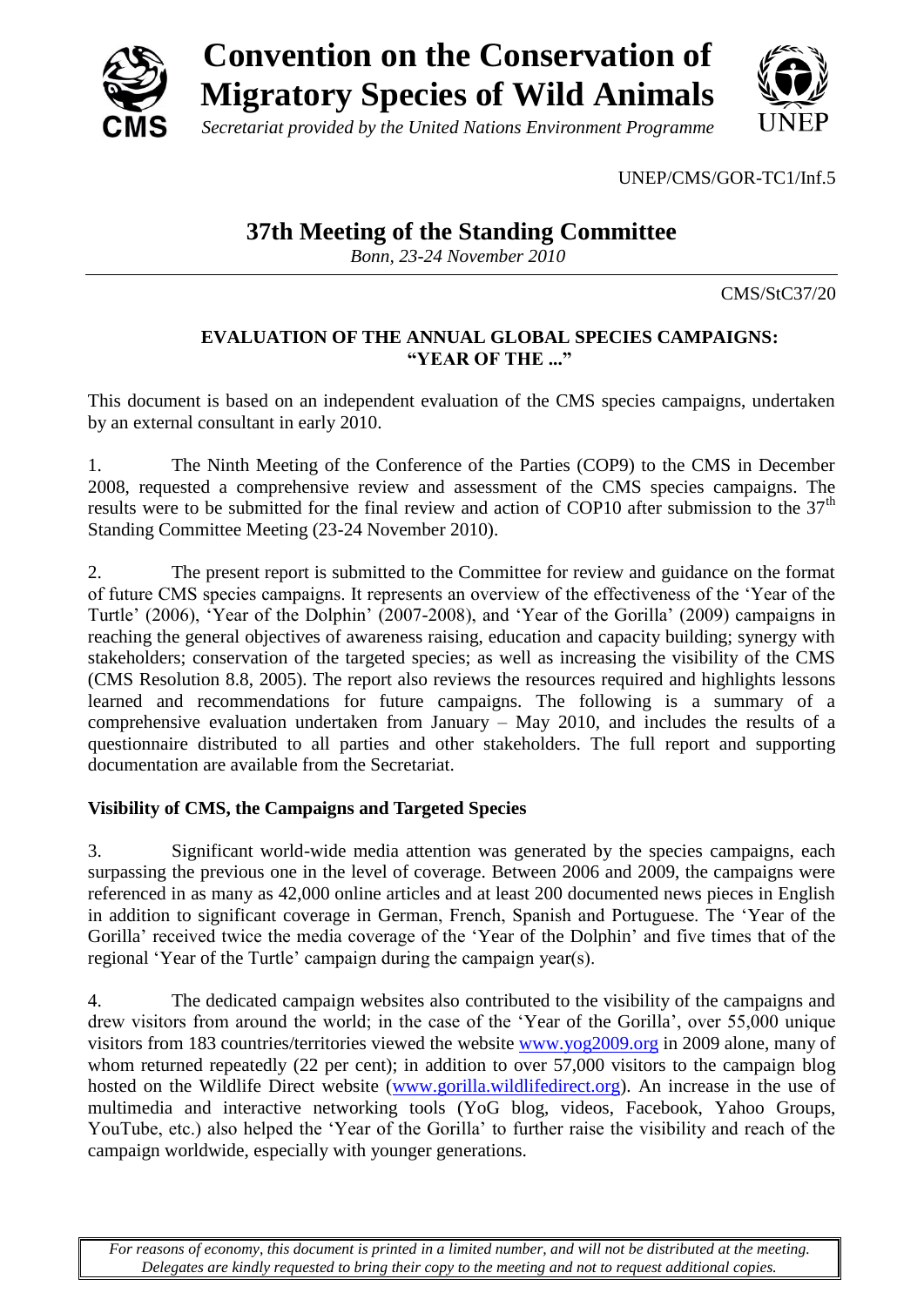# Convention on the Conservation of Migratory Species of Wild Animals

*Secretariat provided by the United Nations Environment Programme*

UNEP/CMS/GOR-TC1/Inf.5

## 37th Meeting of the Standing Committee

*Bonn, 23-24 November 2010*

CMS/StC37/20

### EVALUATION OF THE ANNUAL GLOBAL SPECIES CAMPAIGNS: "YEAR OF THE ..."

This document is based on an independent evaluation of the CMS species campaigns, undertaken by an external consultant in early 2010.

1. The Ninth Meeting of the Conference of the Parties (COP9) to the CMS in December 2008, requested a comprehensive review and assessment of the CMS species campaigns. The results were to be submitted for the final review and action of COP10 after submission to the 37th Standing Committee Meeting (23-24 November 2010).

2. The present report is submitted to the Committee for review and guidance on the format of future CMS species campaigns. It represents an overview of the effectiveness of the 'Year of the Turtle' (2006), 'Year of the Dolphin' (2007-2008), and 'Year of the Gorilla' (2009) campaigns in reaching the general objectives of awareness raising, education and capacity building; synergy with stakeholders; conservation of the targeted species; as well as increasing the visibility of the CMS (CMS Resolution 8.8, 2005). The report also reviews the resources required and highlights lessons learned and recommendations for future campaigns. The following is a summary of a comprehensive evaluation undertaken from January – May 2010, and includes the results of a questionnaire distributed to all parties and other stakeholders. The full report and supporting documentation are available from the Secretariat.

**Visibility of CMS, the Campaigns and Targeted Species**

3. Significant world-wide media attention was generated by the species campaigns, each surpassing the previous one in the level of coverage. Between 2006 and 2009, the campaigns were referenced in as many as 42,000 online articles and at least 200 documented news pieces in English in addition to significant coverage in German, French, Spanish and Portuguese. The 'Year of the Gorilla' received twice the media coverage of the 'Year of the Dolphin' and five times that of the regional 'Year of the Turtle' campaign during the campaign year(s).

4. The dedicated campaign websites also contributed to the visibility of the campaigns and drew visitors from around the world; in the case of the 'Year of the Gorilla', over 55,000 unique visitors from 183 countries/territories viewed the website www.yog2009.org in 2009 alone, many of whom returned repeatedly (22 per cent); in addition to over 57,000 visitors to the campaign blog hosted on the Wildlife Direct website (www.gorilla.wildlifedirect.org). An increase in the use of multimedia and interactive networking tools (YoG blog, videos, Facebook, Yahoo Groups, YouTube, etc.) also helped the 'Year of the Gorilla' to further raise the visibility and reach of the campaign worldwide, especially with younger generations.

*For reasons of economy, this document is printed in a limited number, and will not be distributed at the meeting. Delegates are kindly requested to bring their copy to the meeting and not to request additional copies.*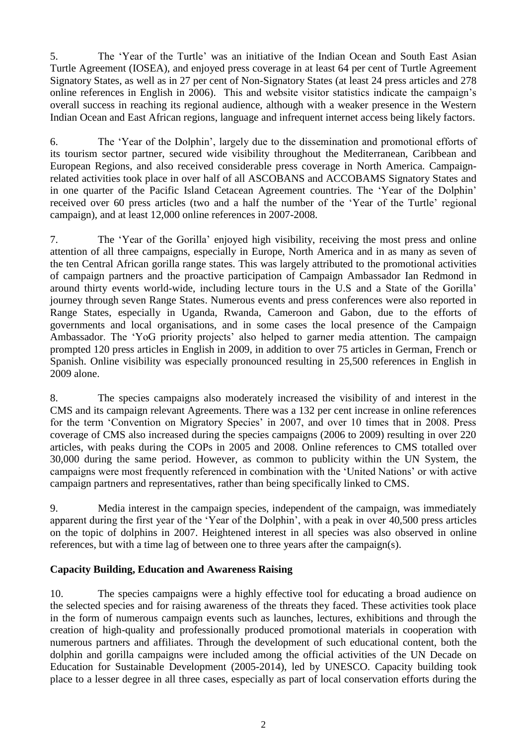5. The 'Year of the Turtle' was an initiative of the Indian Ocean and South East Asian Turtle Agreement (IOSEA), and enjoyed press coverage in at least 64 per cent of Turtle Agreement Signatory States, as well as in 27 per cent of Non-Signatory States (at least 24 press articles and 278 online references in English in 2006). This and website visitor statistics indicate the campaign's overall success in reaching its regional audience, although with a weaker presence in the Western Indian Ocean and East African regions, language and infrequent internet access being likely factors.

6. The 'Year of the Dolphin', largely due to the dissemination and promotional efforts of its tourism sector partner, secured wide visibility throughout the Mediterranean, Caribbean and European Regions, and also received considerable press coverage in North America. Campaign-related activities took place in over half of all ASCOBANS and ACCOBAMS Signatory States and in one quarter of the Pacific Island Cetacean Agreement countries. The 'Year of the Dolphin' received over 60 press articles (two and a half the number of the 'Year of the Turtle' regional campaign), and at least 12,000 online references in 2007-2008.

7. The 'Year of the Gorilla' enjoyed high visibility, receiving the most press and online attention of all three campaigns, especially in Europe, North America and in as many as seven of the ten Central African gorilla range states. This was largely attributed to the promotional activities of campaign partners and the proactive participation of Campaign Ambassador Ian Redmond in around thirty events world-wide, including lecture tours in the U.S and a State of the Gorilla' journey through seven Range States. Numerous events and press conferences were also reported in Range States, especially in Uganda, Rwanda, Cameroon and Gabon, due to the efforts of governments and local organisations, and in some cases the local presence of the Campaign Ambassador. The 'YoG priority projects' also helped to garner media attention. The campaign prompted 120 press articles in English in 2009, in addition to over 75 articles in German, French or Spanish. Online visibility was especially pronounced resulting in 25,500 references in English in 2009 alone.

8. The species campaigns also moderately increased the visibility of and interest in the CMS and its campaign relevant Agreements. There was a 132 per cent increase in online references for the term 'Convention on Migratory Species' in 2007, and over 10 times that in 2008. Press coverage of CMS also increased during the species campaigns (2006 to 2009) resulting in over 220 articles, with peaks during the COPs in 2005 and 2008. Online references to CMS totalled over 30,000 during the same period. However, as common to publicity within the UN System, the campaigns were most frequently referenced in combination with the 'United Nations' or with active campaign partners and representatives, rather than being specifically linked to CMS.

9. Media interest in the campaign species, independent of the campaign, was immediately apparent during the first year of the 'Year of the Dolphin', with a peak in over 40,500 press articles on the topic of dolphins in 2007. Heightened interest in all species was also observed in online references, but with a time lag of between one to three years after the campaign(s).

**Capacity Building, Education and Awareness Raising**

10. The species campaigns were a highly effective tool for educating a broad audience on the selected species and for raising awareness of the threats they faced. These activities took place in the form of numerous campaign events such as launches, lectures, exhibitions and through the creation of high-quality and professionally produced promotional materials in cooperation with numerous partners and affiliates. Through the development of such educational content, both the dolphin and gorilla campaigns were included among the official activities of the UN Decade on Education for Sustainable Development (2005-2014), led by UNESCO. Capacity building took place to a lesser degree in all three cases, especially as part of local conservation efforts during the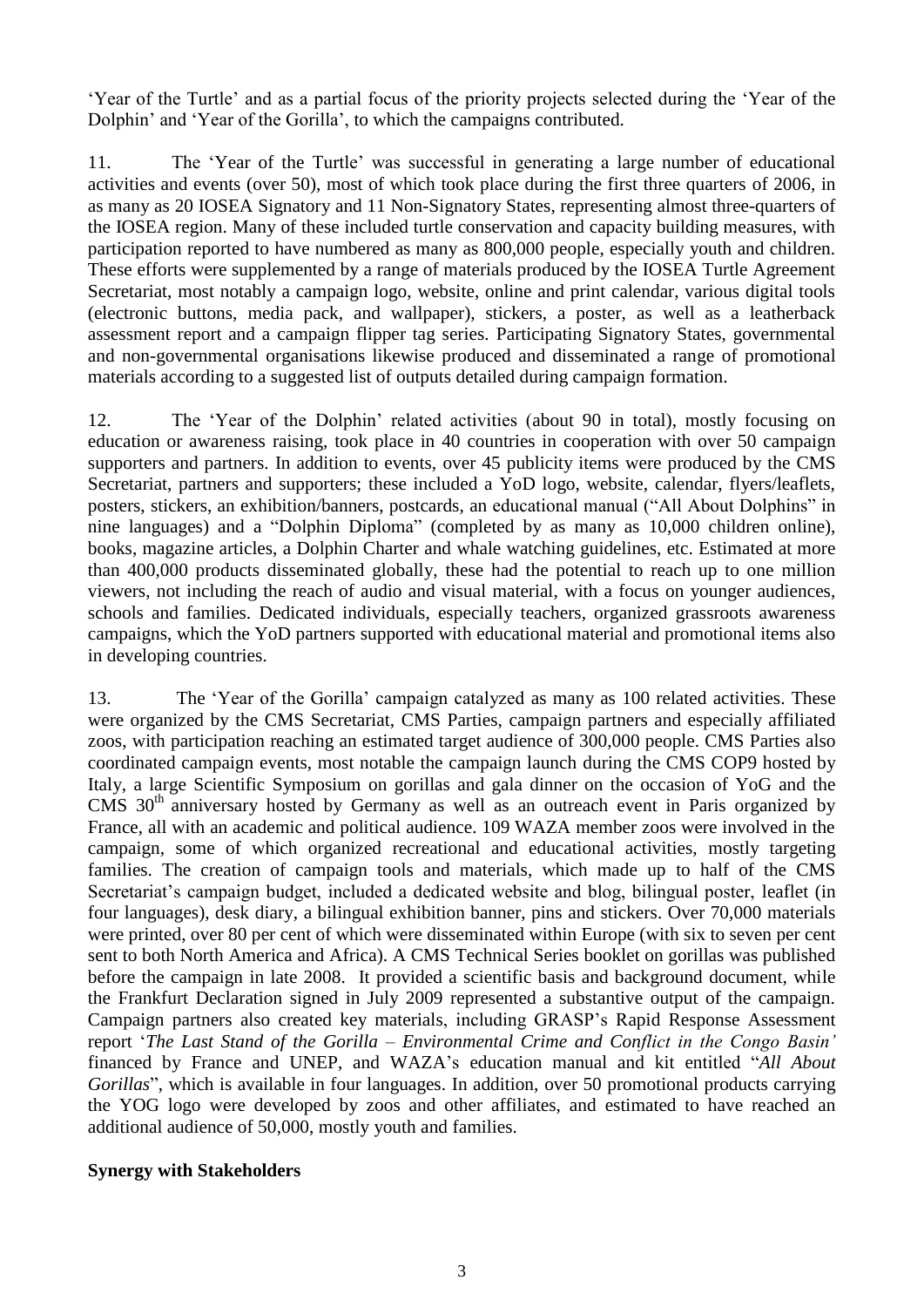'Year of the Turtle' and as a partial focus of the priority projects selected during the 'Year of the Dolphin' and 'Year of the Gorilla', to which the campaigns contributed.

11. The 'Year of the Turtle' was successful in generating a large number of educational activities and events (over 50), most of which took place during the first three quarters of 2006, in as many as 20 IOSEA Signatory and 11 Non-Signatory States, representing almost three-quarters of the IOSEA region. Many of these included turtle conservation and capacity building measures, with participation reported to have numbered as many as 800,000 people, especially youth and children. These efforts were supplemented by a range of materials produced by the IOSEA Turtle Agreement Secretariat, most notably a campaign logo, website, online and print calendar, various digital tools (electronic buttons, media pack, and wallpaper), stickers, a poster, as well as a leatherback assessment report and a campaign flipper tag series. Participating Signatory States, governmental and non-governmental organisations likewise produced and disseminated a range of promotional materials according to a suggested list of outputs detailed during campaign formation.

12. The 'Year of the Dolphin' related activities (about 90 in total), mostly focusing on education or awareness raising, took place in 40 countries in cooperation with over 50 campaign supporters and partners. In addition to events, over 45 publicity items were produced by the CMS Secretariat, partners and supporters; these included a YoD logo, website, calendar, flyers/leaflets, posters, stickers, an exhibition/banners, postcards, an educational manual ("All About Dolphins" in nine languages) and a "Dolphin Diploma" (completed by as many as 10,000 children online), books, magazine articles, a Dolphin Charter and whale watching guidelines, etc. Estimated at more than 400,000 products disseminated globally, these had the potential to reach up to one million viewers, not including the reach of audio and visual material, with a focus on younger audiences, schools and families. Dedicated individuals, especially teachers, organized grassroots awareness campaigns, which the YoD partners supported with educational material and promotional items also in developing countries.

13. The 'Year of the Gorilla' campaign catalyzed as many as 100 related activities. These were organized by the CMS Secretariat, CMS Parties, campaign partners and especially affiliated zoos, with participation reaching an estimated target audience of 300,000 people. CMS Parties also coordinated campaign events, most notable the campaign launch during the CMS COP9 hosted by Italy, a large Scientific Symposium on gorillas and gala dinner on the occasion of YoG and the CMS 30th anniversary hosted by Germany as well as an outreach event in Paris organized by France, all with an academic and political audience. 109 WAZA member zoos were involved in the campaign, some of which organized recreational and educational activities, mostly targeting families. The creation of campaign tools and materials, which made up to half of the CMS Secretariat's campaign budget, included a dedicated website and blog, bilingual poster, leaflet (in four languages), desk diary, a bilingual exhibition banner, pins and stickers. Over 70,000 materials were printed, over 80 per cent of which were disseminated within Europe (with six to seven per cent sent to both North America and Africa). A CMS Technical Series booklet on gorillas was published before the campaign in late 2008. It provided a scientific basis and background document, while the Frankfurt Declaration signed in July 2009 represented a substantive output of the campaign. Campaign partners also created key materials, including GRASP's Rapid Response Assessment report '*The Last Stand of the Gorilla – Environmental Crime and Conflict in the Congo Basin'* financed by France and UNEP, and WAZA's education manual and kit entitled "*All About Gorillas*", which is available in four languages. In addition, over 50 promotional products carrying the YOG logo were developed by zoos and other affiliates, and estimated to have reached an additional audience of 50,000, mostly youth and families.

**Synergy with Stakeholders**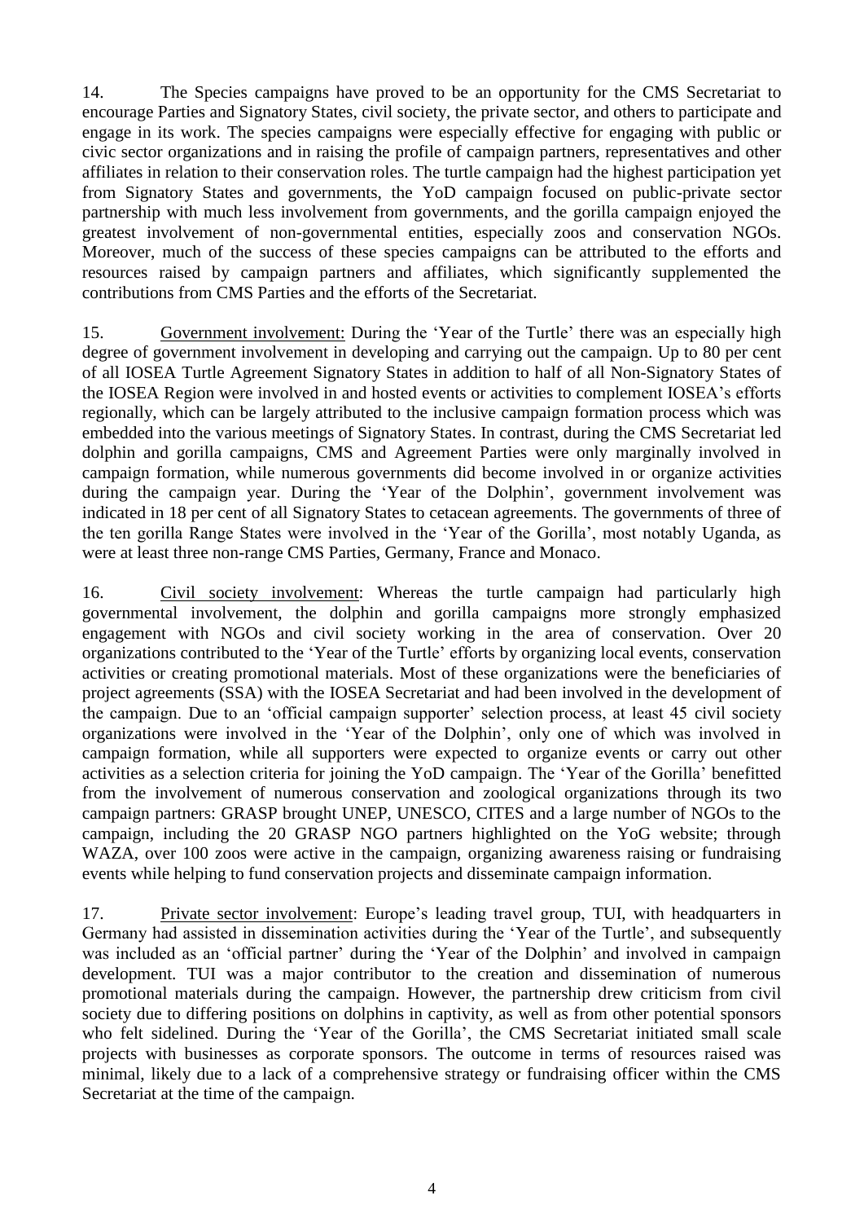14. The Species campaigns have proved to be an opportunity for the CMS Secretariat to encourage Parties and Signatory States, civil society, the private sector, and others to participate and engage in its work. The species campaigns were especially effective for engaging with public or civic sector organizations and in raising the profile of campaign partners, representatives and other affiliates in relation to their conservation roles. The turtle campaign had the highest participation yet from Signatory States and governments, the YoD campaign focused on public-private sector partnership with much less involvement from governments, and the gorilla campaign enjoyed the greatest involvement of non-governmental entities, especially zoos and conservation NGOs. Moreover, much of the success of these species campaigns can be attributed to the efforts and resources raised by campaign partners and affiliates, which significantly supplemented the contributions from CMS Parties and the efforts of the Secretariat.

15. Government involvement: During the 'Year of the Turtle' there was an especially high degree of government involvement in developing and carrying out the campaign. Up to 80 per cent of all IOSEA Turtle Agreement Signatory States in addition to half of all Non-Signatory States of the IOSEA Region were involved in and hosted events or activities to complement IOSEA's efforts regionally, which can be largely attributed to the inclusive campaign formation process which was embedded into the various meetings of Signatory States. In contrast, during the CMS Secretariat led dolphin and gorilla campaigns, CMS and Agreement Parties were only marginally involved in campaign formation, while numerous governments did become involved in or organize activities during the campaign year. During the 'Year of the Dolphin', government involvement was indicated in 18 per cent of all Signatory States to cetacean agreements. The governments of three of the ten gorilla Range States were involved in the 'Year of the Gorilla', most notably Uganda, as were at least three non-range CMS Parties, Germany, France and Monaco.

16. Civil society involvement: Whereas the turtle campaign had particularly high governmental involvement, the dolphin and gorilla campaigns more strongly emphasized engagement with NGOs and civil society working in the area of conservation. Over 20 organizations contributed to the 'Year of the Turtle' efforts by organizing local events, conservation activities or creating promotional materials. Most of these organizations were the beneficiaries of project agreements (SSA) with the IOSEA Secretariat and had been involved in the development of the campaign. Due to an 'official campaign supporter' selection process, at least 45 civil society organizations were involved in the 'Year of the Dolphin', only one of which was involved in campaign formation, while all supporters were expected to organize events or carry out other activities as a selection criteria for joining the YoD campaign. The 'Year of the Gorilla' benefitted from the involvement of numerous conservation and zoological organizations through its two campaign partners: GRASP brought UNEP, UNESCO, CITES and a large number of NGOs to the campaign, including the 20 GRASP NGO partners highlighted on the YoG website; through WAZA, over 100 zoos were active in the campaign, organizing awareness raising or fundraising events while helping to fund conservation projects and disseminate campaign information.

17. Private sector involvement: Europe's leading travel group, TUI, with headquarters in Germany had assisted in dissemination activities during the 'Year of the Turtle', and subsequently was included as an 'official partner' during the 'Year of the Dolphin' and involved in campaign development. TUI was a major contributor to the creation and dissemination of numerous promotional materials during the campaign. However, the partnership drew criticism from civil society due to differing positions on dolphins in captivity, as well as from other potential sponsors who felt sidelined. During the 'Year of the Gorilla', the CMS Secretariat initiated small scale projects with businesses as corporate sponsors. The outcome in terms of resources raised was minimal, likely due to a lack of a comprehensive strategy or fundraising officer within the CMS Secretariat at the time of the campaign.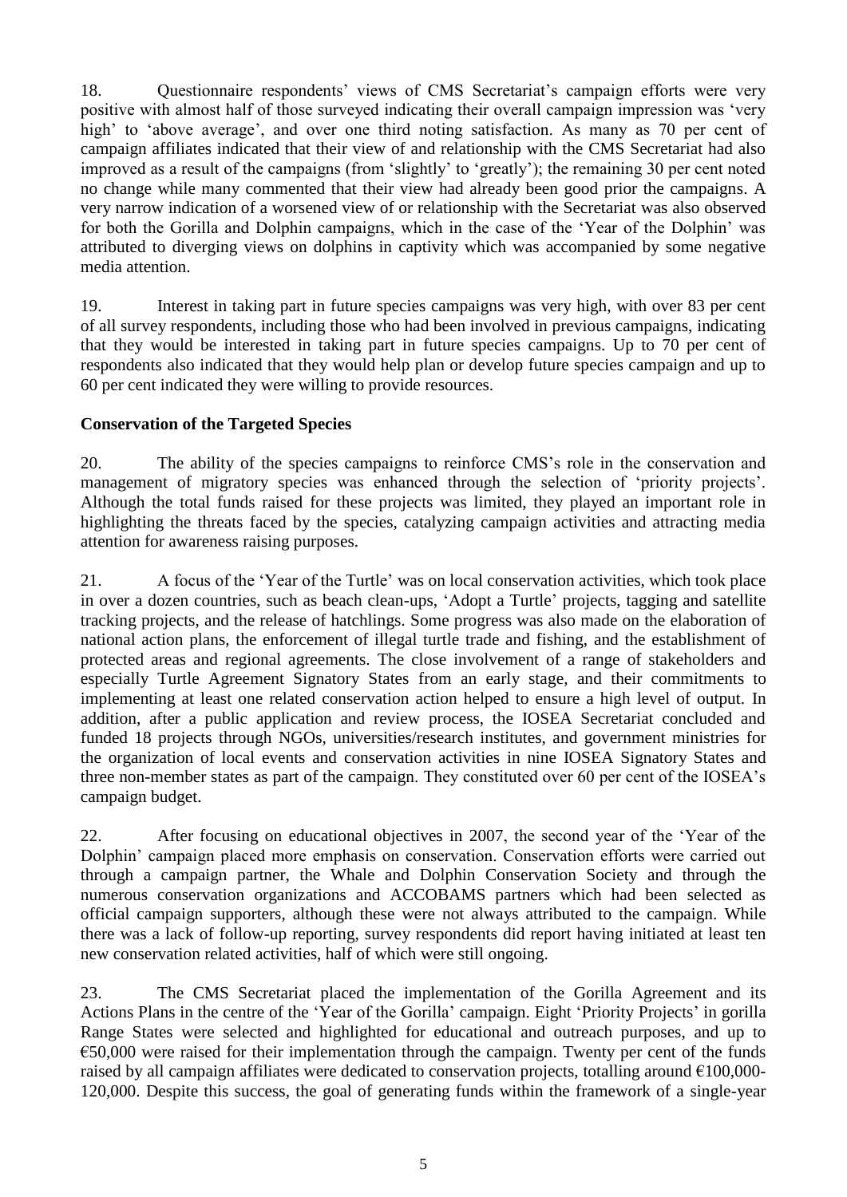18. Questionnaire respondents' views of CMS Secretariat's campaign efforts were very positive with almost half of those surveyed indicating their overall campaign impression was 'very high' to 'above average', and over one third noting satisfaction. As many as 70 per cent of campaign affiliates indicated that their view of and relationship with the CMS Secretariat had also improved as a result of the campaigns (from 'slightly' to 'greatly'); the remaining 30 per cent noted no change while many commented that their view had already been good prior the campaigns. A very narrow indication of a worsened view of or relationship with the Secretariat was also observed for both the Gorilla and Dolphin campaigns, which in the case of the 'Year of the Dolphin' was attributed to diverging views on dolphins in captivity which was accompanied by some negative media attention.

19. Interest in taking part in future species campaigns was very high, with over 83 per cent of all survey respondents, including those who had been involved in previous campaigns, indicating that they would be interested in taking part in future species campaigns. Up to 70 per cent of respondents also indicated that they would help plan or develop future species campaign and up to 60 per cent indicated they were willing to provide resources.

**Conservation of the Targeted Species**

20. The ability of the species campaigns to reinforce CMS's role in the conservation and management of migratory species was enhanced through the selection of 'priority projects'. Although the total funds raised for these projects was limited, they played an important role in highlighting the threats faced by the species, catalyzing campaign activities and attracting media attention for awareness raising purposes.

21. A focus of the 'Year of the Turtle' was on local conservation activities, which took place in over a dozen countries, such as beach clean-ups, 'Adopt a Turtle' projects, tagging and satellite tracking projects, and the release of hatchlings. Some progress was also made on the elaboration of national action plans, the enforcement of illegal turtle trade and fishing, and the establishment of protected areas and regional agreements. The close involvement of a range of stakeholders and especially Turtle Agreement Signatory States from an early stage, and their commitments to implementing at least one related conservation action helped to ensure a high level of output. In addition, after a public application and review process, the IOSEA Secretariat concluded and funded 18 projects through NGOs, universities/research institutes, and government ministries for the organization of local events and conservation activities in nine IOSEA Signatory States and three non-member states as part of the campaign. They constituted over 60 per cent of the IOSEA's campaign budget.

22. After focusing on educational objectives in 2007, the second year of the 'Year of the Dolphin' campaign placed more emphasis on conservation. Conservation efforts were carried out through a campaign partner, the Whale and Dolphin Conservation Society and through the numerous conservation organizations and ACCOBAMS partners which had been selected as official campaign supporters, although these were not always attributed to the campaign. While there was a lack of follow-up reporting, survey respondents did report having initiated at least ten new conservation related activities, half of which were still ongoing.

23. The CMS Secretariat placed the implementation of the Gorilla Agreement and its Actions Plans in the centre of the 'Year of the Gorilla' campaign. Eight 'Priority Projects' in gorilla Range States were selected and highlighted for educational and outreach purposes, and up to €50,000 were raised for their implementation through the campaign. Twenty per cent of the funds raised by all campaign affiliates were dedicated to conservation projects, totalling around €100,000-120,000. Despite this success, the goal of generating funds within the framework of a single-year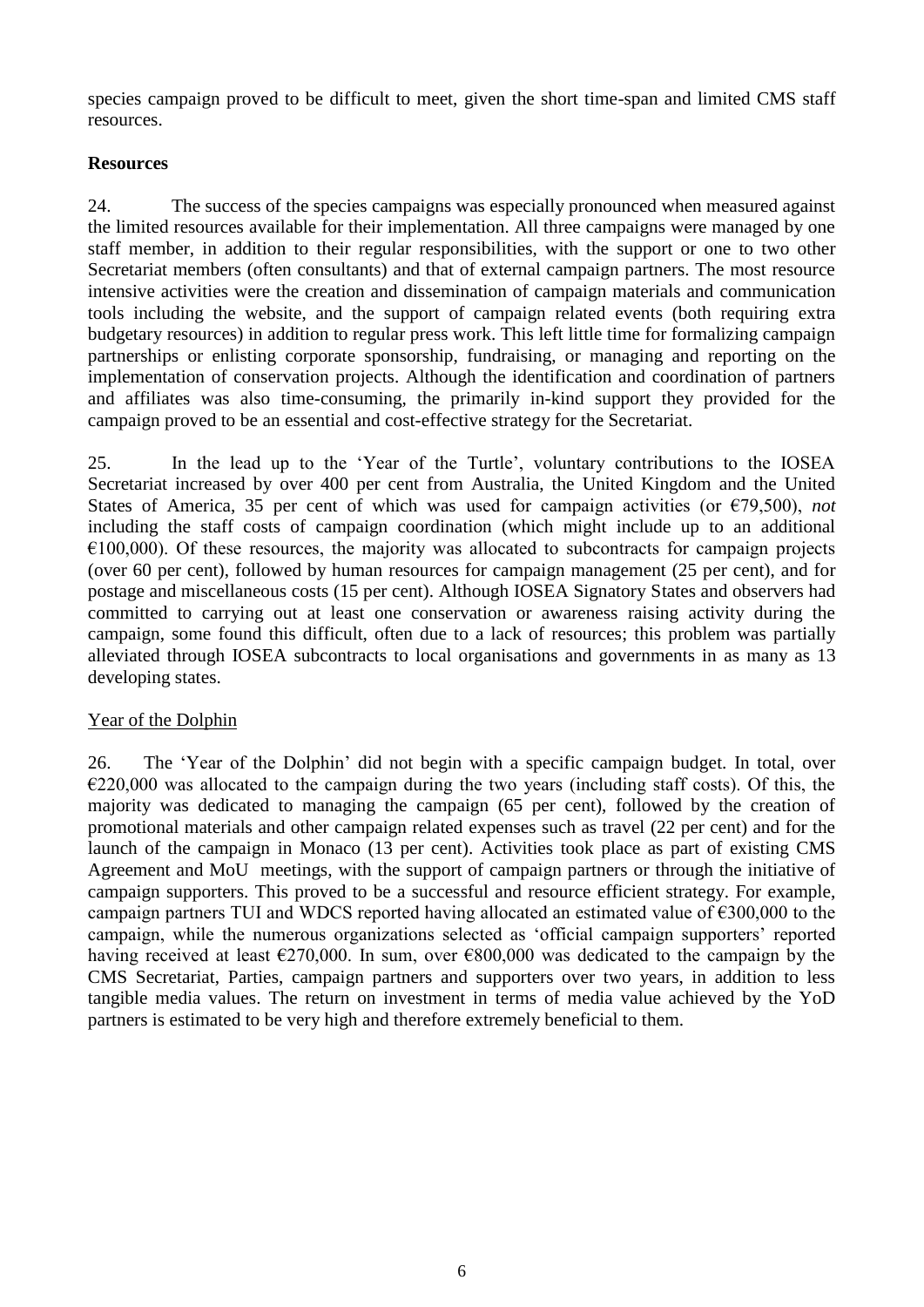species campaign proved to be difficult to meet, given the short time-span and limited CMS staff resources.

**Resources**

24. The success of the species campaigns was especially pronounced when measured against the limited resources available for their implementation. All three campaigns were managed by one staff member, in addition to their regular responsibilities, with the support or one to two other Secretariat members (often consultants) and that of external campaign partners. The most resource intensive activities were the creation and dissemination of campaign materials and communication tools including the website, and the support of campaign related events (both requiring extra budgetary resources) in addition to regular press work. This left little time for formalizing campaign partnerships or enlisting corporate sponsorship, fundraising, or managing and reporting on the implementation of conservation projects. Although the identification and coordination of partners and affiliates was also time-consuming, the primarily in-kind support they provided for the campaign proved to be an essential and cost-effective strategy for the Secretariat.

25. In the lead up to the 'Year of the Turtle', voluntary contributions to the IOSEA Secretariat increased by over 400 per cent from Australia, the United Kingdom and the United States of America, 35 per cent of which was used for campaign activities (or €79,500), *not* including the staff costs of campaign coordination (which might include up to an additional €100,000). Of these resources, the majority was allocated to subcontracts for campaign projects (over 60 per cent), followed by human resources for campaign management (25 per cent), and for postage and miscellaneous costs (15 per cent). Although IOSEA Signatory States and observers had committed to carrying out at least one conservation or awareness raising activity during the campaign, some found this difficult, often due to a lack of resources; this problem was partially alleviated through IOSEA subcontracts to local organisations and governments in as many as 13 developing states.

Year of the Dolphin

26. The 'Year of the Dolphin' did not begin with a specific campaign budget. In total, over €220,000 was allocated to the campaign during the two years (including staff costs). Of this, the majority was dedicated to managing the campaign (65 per cent), followed by the creation of promotional materials and other campaign related expenses such as travel (22 per cent) and for the launch of the campaign in Monaco (13 per cent). Activities took place as part of existing CMS Agreement and MoU meetings, with the support of campaign partners or through the initiative of campaign supporters. This proved to be a successful and resource efficient strategy. For example, campaign partners TUI and WDCS reported having allocated an estimated value of €300,000 to the campaign, while the numerous organizations selected as 'official campaign supporters' reported having received at least €270,000. In sum, over €800,000 was dedicated to the campaign by the CMS Secretariat, Parties, campaign partners and supporters over two years, in addition to less tangible media values. The return on investment in terms of media value achieved by the YoD partners is estimated to be very high and therefore extremely beneficial to them.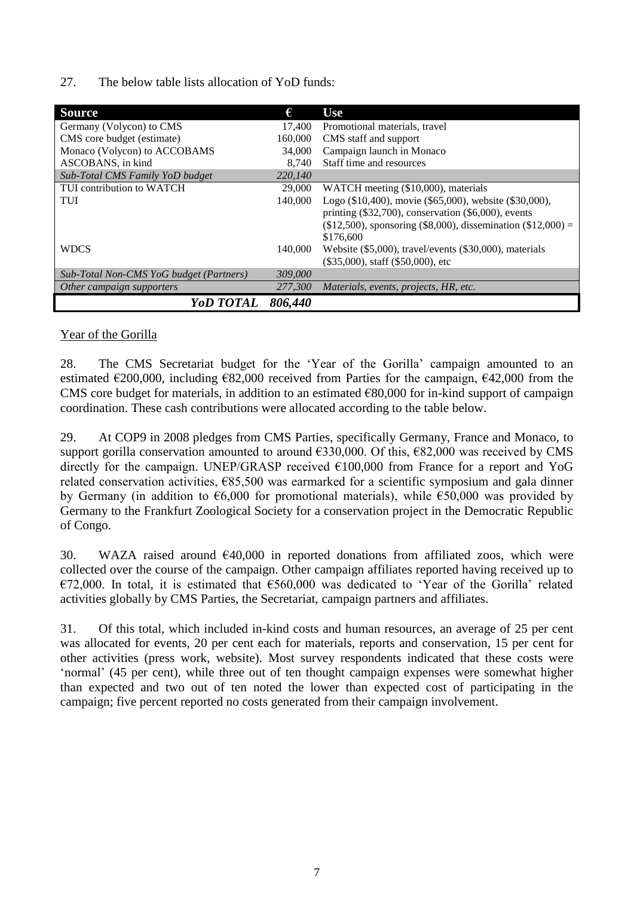27. The below table lists allocation of YoD funds:

| Source | € | Use |
|---|---|---|
| Germany (Volycon) to CMS | 17,400 | Promotional materials, travel |
| CMS core budget (estimate) | 160,000 | CMS staff and support |
| Monaco (Volycon) to ACCOBAMS | 34,000 | Campaign launch in Monaco |
| ASCOBANS, in kind | 8,740 | Staff time and resources |
| *Sub-Total CMS Family YoD budget* | *220,140* | |
| TUI contribution to WATCH | 29,000 | WATCH meeting ($10,000), materials |
| TUI | 140,000 | Logo ($10,400), movie ($65,000), website ($30,000), printing ($32,700), conservation ($6,000), events ($12,500), sponsoring ($8,000), dissemination ($12,000) = $176,600 |
| WDCS | 140,000 | Website ($5,000), travel/events ($30,000), materials ($35,000), staff ($50,000), etc |
| *Sub-Total Non-CMS YoG budget (Partners)* | *309,000* | |
| *Other campaign supporters* | *277,300* | *Materials, events, projects, HR, etc.* |
| ***YoD TOTAL*** | ***806,440*** | |

<u>Year of the Gorilla</u>

28. The CMS Secretariat budget for the 'Year of the Gorilla' campaign amounted to an estimated €200,000, including €82,000 received from Parties for the campaign, €42,000 from the CMS core budget for materials, in addition to an estimated €80,000 for in-kind support of campaign coordination. These cash contributions were allocated according to the table below.

29. At COP9 in 2008 pledges from CMS Parties, specifically Germany, France and Monaco, to support gorilla conservation amounted to around €330,000. Of this, €82,000 was received by CMS directly for the campaign. UNEP/GRASP received €100,000 from France for a report and YoG related conservation activities, €85,500 was earmarked for a scientific symposium and gala dinner by Germany (in addition to €6,000 for promotional materials), while €50,000 was provided by Germany to the Frankfurt Zoological Society for a conservation project in the Democratic Republic of Congo.

30. WAZA raised around €40,000 in reported donations from affiliated zoos, which were collected over the course of the campaign. Other campaign affiliates reported having received up to €72,000. In total, it is estimated that €560,000 was dedicated to 'Year of the Gorilla' related activities globally by CMS Parties, the Secretariat, campaign partners and affiliates.

31. Of this total, which included in-kind costs and human resources, an average of 25 per cent was allocated for events, 20 per cent each for materials, reports and conservation, 15 per cent for other activities (press work, website). Most survey respondents indicated that these costs were 'normal' (45 per cent), while three out of ten thought campaign expenses were somewhat higher than expected and two out of ten noted the lower than expected cost of participating in the campaign; five percent reported no costs generated from their campaign involvement.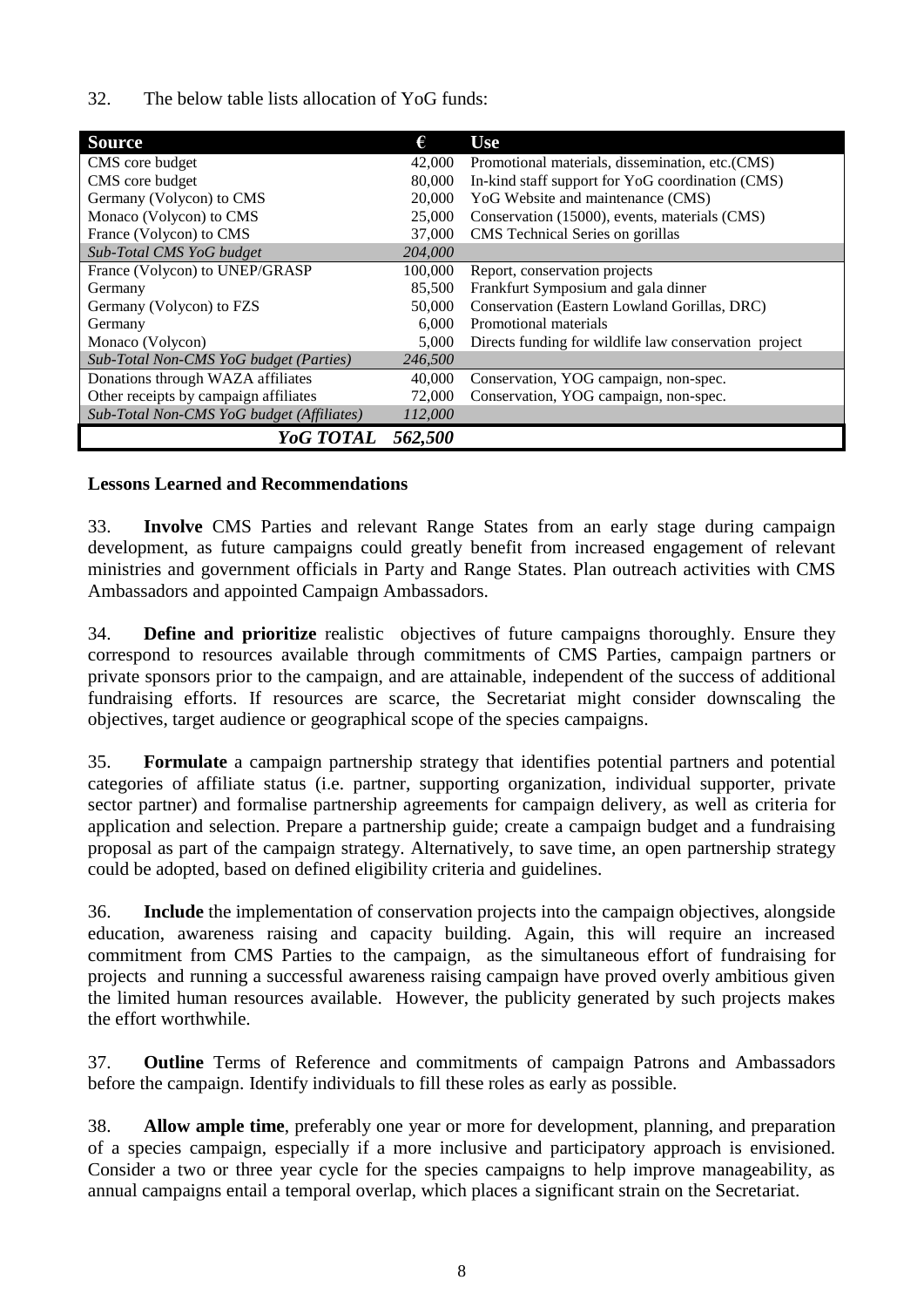32. The below table lists allocation of YoG funds:

| Source | € | Use |
|---|---|---|
| CMS core budget | 42,000 | Promotional materials, dissemination, etc.(CMS) |
| CMS core budget | 80,000 | In-kind staff support for YoG coordination (CMS) |
| Germany (Volycon) to CMS | 20,000 | YoG Website and maintenance (CMS) |
| Monaco (Volycon) to CMS | 25,000 | Conservation (15000), events, materials (CMS) |
| France (Volycon) to CMS | 37,000 | CMS Technical Series on gorillas |
| *Sub-Total CMS YoG budget* | *204,000* | |
| France (Volycon) to UNEP/GRASP | 100,000 | Report, conservation projects |
| Germany | 85,500 | Frankfurt Symposium and gala dinner |
| Germany (Volycon) to FZS | 50,000 | Conservation (Eastern Lowland Gorillas, DRC) |
| Germany | 6,000 | Promotional materials |
| Monaco (Volycon) | 5,000 | Directs funding for wildlife law conservation project |
| *Sub-Total Non-CMS YoG budget (Parties)* | *246,500* | |
| Donations through WAZA affiliates | 40,000 | Conservation, YOG campaign, non-spec. |
| Other receipts by campaign affiliates | 72,000 | Conservation, YOG campaign, non-spec. |
| *Sub-Total Non-CMS YoG budget (Affiliates)* | *112,000* | |
| ***YoG TOTAL*** | ***562,500*** | |

**Lessons Learned and Recommendations**

33. **Involve** CMS Parties and relevant Range States from an early stage during campaign development, as future campaigns could greatly benefit from increased engagement of relevant ministries and government officials in Party and Range States. Plan outreach activities with CMS Ambassadors and appointed Campaign Ambassadors.

34. **Define and prioritize** realistic objectives of future campaigns thoroughly. Ensure they correspond to resources available through commitments of CMS Parties, campaign partners or private sponsors prior to the campaign, and are attainable, independent of the success of additional fundraising efforts. If resources are scarce, the Secretariat might consider downscaling the objectives, target audience or geographical scope of the species campaigns.

35. **Formulate** a campaign partnership strategy that identifies potential partners and potential categories of affiliate status (i.e. partner, supporting organization, individual supporter, private sector partner) and formalise partnership agreements for campaign delivery, as well as criteria for application and selection. Prepare a partnership guide; create a campaign budget and a fundraising proposal as part of the campaign strategy. Alternatively, to save time, an open partnership strategy could be adopted, based on defined eligibility criteria and guidelines.

36. **Include** the implementation of conservation projects into the campaign objectives, alongside education, awareness raising and capacity building. Again, this will require an increased commitment from CMS Parties to the campaign, as the simultaneous effort of fundraising for projects and running a successful awareness raising campaign have proved overly ambitious given the limited human resources available. However, the publicity generated by such projects makes the effort worthwhile.

37. **Outline** Terms of Reference and commitments of campaign Patrons and Ambassadors before the campaign. Identify individuals to fill these roles as early as possible.

38. **Allow ample time**, preferably one year or more for development, planning, and preparation of a species campaign, especially if a more inclusive and participatory approach is envisioned. Consider a two or three year cycle for the species campaigns to help improve manageability, as annual campaigns entail a temporal overlap, which places a significant strain on the Secretariat.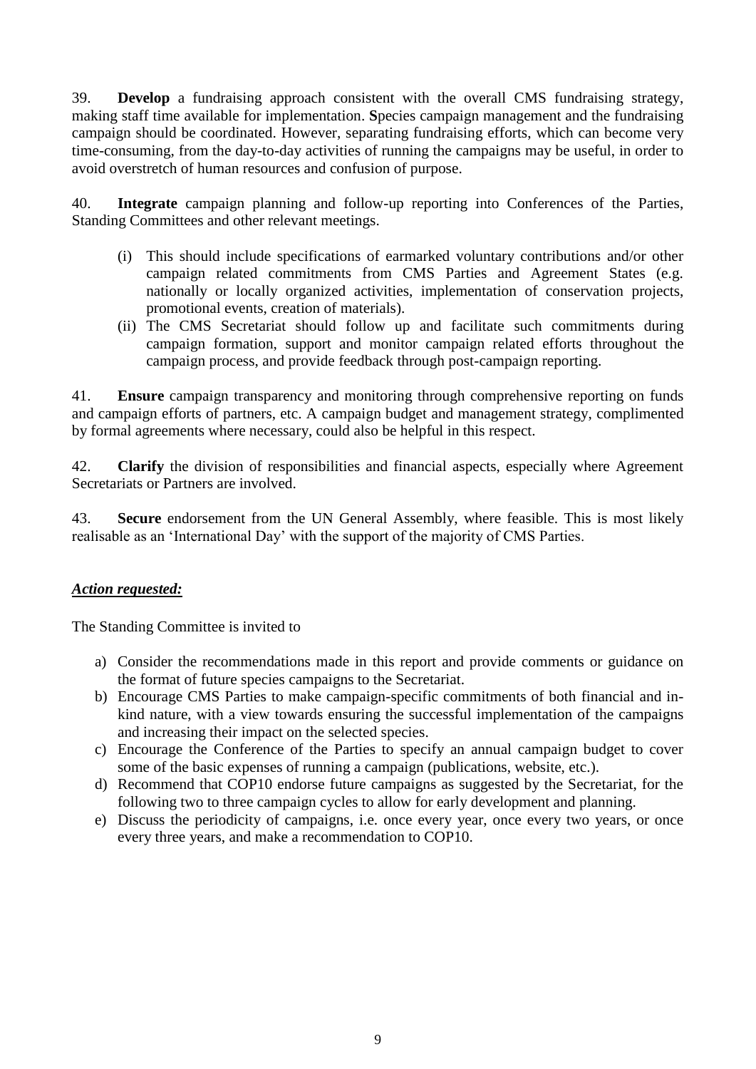39. **Develop** a fundraising approach consistent with the overall CMS fundraising strategy, making staff time available for implementation. **S**pecies campaign management and the fundraising campaign should be coordinated. However, separating fundraising efforts, which can become very time-consuming, from the day-to-day activities of running the campaigns may be useful, in order to avoid overstretch of human resources and confusion of purpose.

40. **Integrate** campaign planning and follow-up reporting into Conferences of the Parties, Standing Committees and other relevant meetings.

(i) This should include specifications of earmarked voluntary contributions and/or other campaign related commitments from CMS Parties and Agreement States (e.g. nationally or locally organized activities, implementation of conservation projects, promotional events, creation of materials).

(ii) The CMS Secretariat should follow up and facilitate such commitments during campaign formation, support and monitor campaign related efforts throughout the campaign process, and provide feedback through post-campaign reporting.

41. **Ensure** campaign transparency and monitoring through comprehensive reporting on funds and campaign efforts of partners, etc. A campaign budget and management strategy, complimented by formal agreements where necessary, could also be helpful in this respect.

42. **Clarify** the division of responsibilities and financial aspects, especially where Agreement Secretariats or Partners are involved.

43. **Secure** endorsement from the UN General Assembly, where feasible. This is most likely realisable as an 'International Day' with the support of the majority of CMS Parties.

***Action requested:***

The Standing Committee is invited to

a) Consider the recommendations made in this report and provide comments or guidance on the format of future species campaigns to the Secretariat.

b) Encourage CMS Parties to make campaign-specific commitments of both financial and in-kind nature, with a view towards ensuring the successful implementation of the campaigns and increasing their impact on the selected species.

c) Encourage the Conference of the Parties to specify an annual campaign budget to cover some of the basic expenses of running a campaign (publications, website, etc.).

d) Recommend that COP10 endorse future campaigns as suggested by the Secretariat, for the following two to three campaign cycles to allow for early development and planning.

e) Discuss the periodicity of campaigns, i.e. once every year, once every two years, or once every three years, and make a recommendation to COP10.